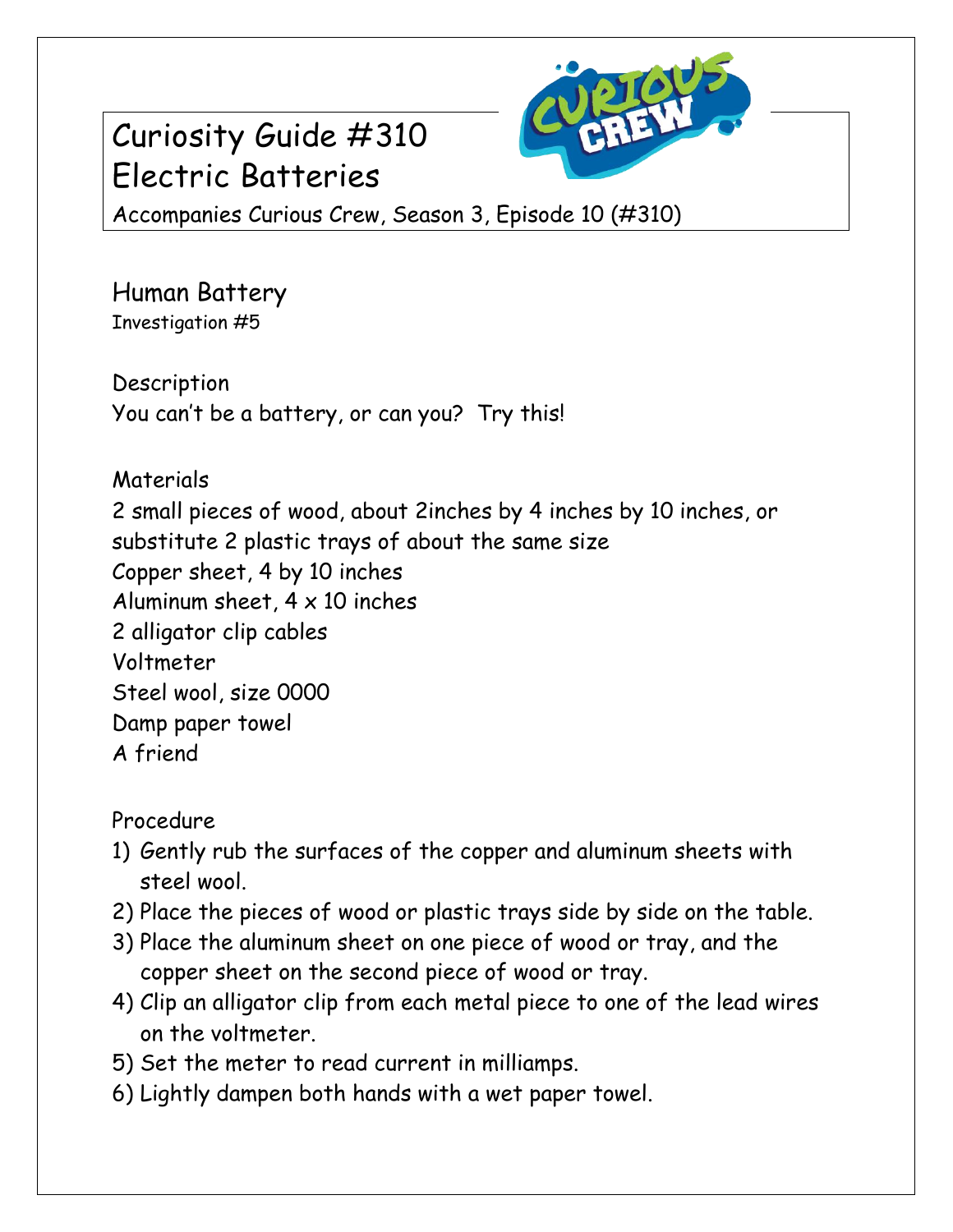# Curiosity Guide #310
# Electric Batteries

Accompanies Curious Crew, Season 3, Episode 10 (#310)

## Human Battery

Investigation #5

### Description

You can't be a battery, or can you? Try this!

### Materials

2 small pieces of wood, about 2inches by 4 inches by 10 inches, or substitute 2 plastic trays of about the same size
Copper sheet, 4 by 10 inches
Aluminum sheet, 4 x 10 inches
2 alligator clip cables
Voltmeter
Steel wool, size 0000
Damp paper towel
A friend

### Procedure

1) Gently rub the surfaces of the copper and aluminum sheets with steel wool.
2) Place the pieces of wood or plastic trays side by side on the table.
3) Place the aluminum sheet on one piece of wood or tray, and the copper sheet on the second piece of wood or tray.
4) Clip an alligator clip from each metal piece to one of the lead wires on the voltmeter.
5) Set the meter to read current in milliamps.
6) Lightly dampen both hands with a wet paper towel.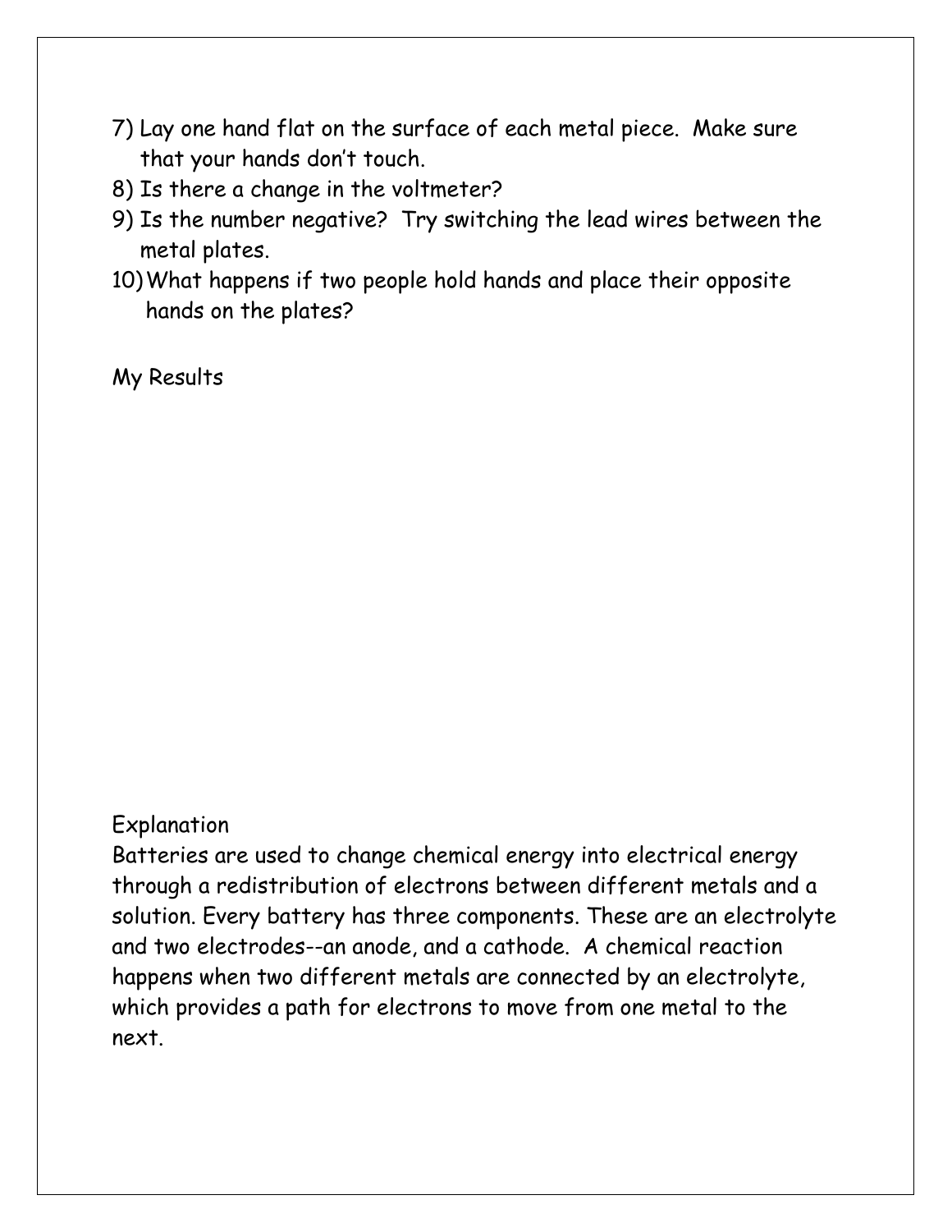7) Lay one hand flat on the surface of each metal piece. Make sure that your hands don't touch.
8) Is there a change in the voltmeter?
9) Is the number negative? Try switching the lead wires between the metal plates.
10) What happens if two people hold hands and place their opposite hands on the plates?

My Results

Explanation

Batteries are used to change chemical energy into electrical energy through a redistribution of electrons between different metals and a solution. Every battery has three components. These are an electrolyte and two electrodes--an anode, and a cathode. A chemical reaction happens when two different metals are connected by an electrolyte, which provides a path for electrons to move from one metal to the next.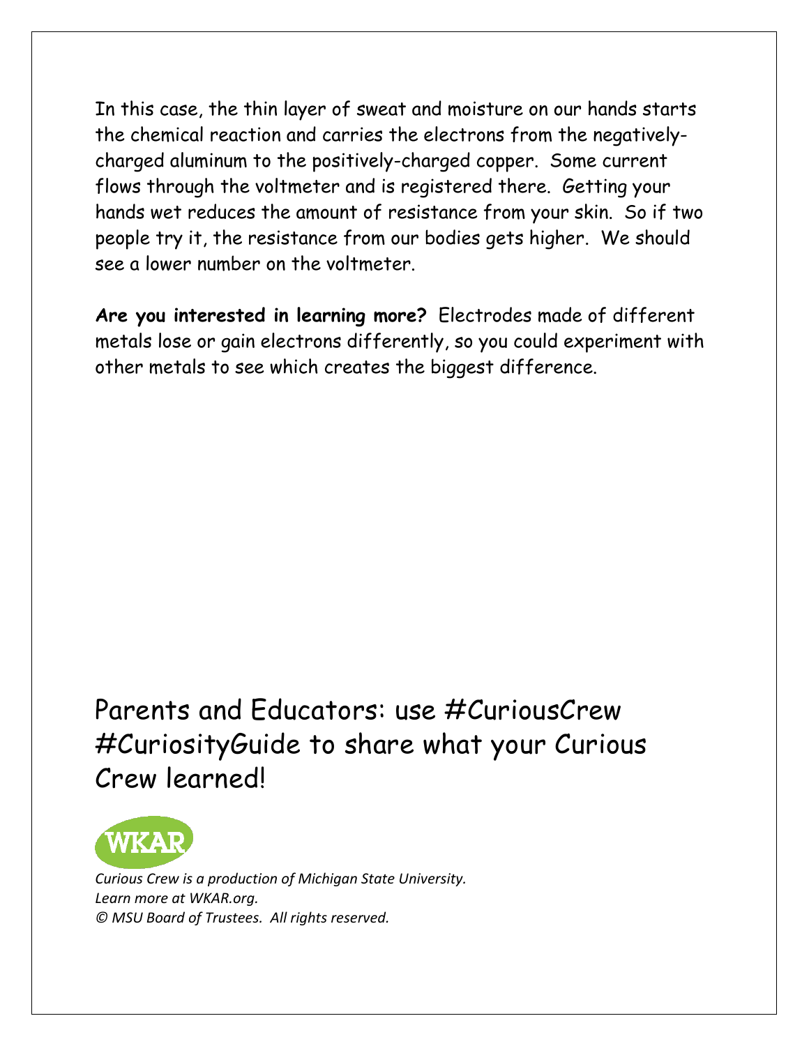In this case, the thin layer of sweat and moisture on our hands starts the chemical reaction and carries the electrons from the negatively-charged aluminum to the positively-charged copper. Some current flows through the voltmeter and is registered there. Getting your hands wet reduces the amount of resistance from your skin. So if two people try it, the resistance from our bodies gets higher. We should see a lower number on the voltmeter.

**Are you interested in learning more?** Electrodes made of different metals lose or gain electrons differently, so you could experiment with other metals to see which creates the biggest difference.

Parents and Educators: use #CuriousCrew #CuriosityGuide to share what your Curious Crew learned!

WKAR

*Curious Crew is a production of Michigan State University.*
*Learn more at WKAR.org.*
*© MSU Board of Trustees. All rights reserved.*